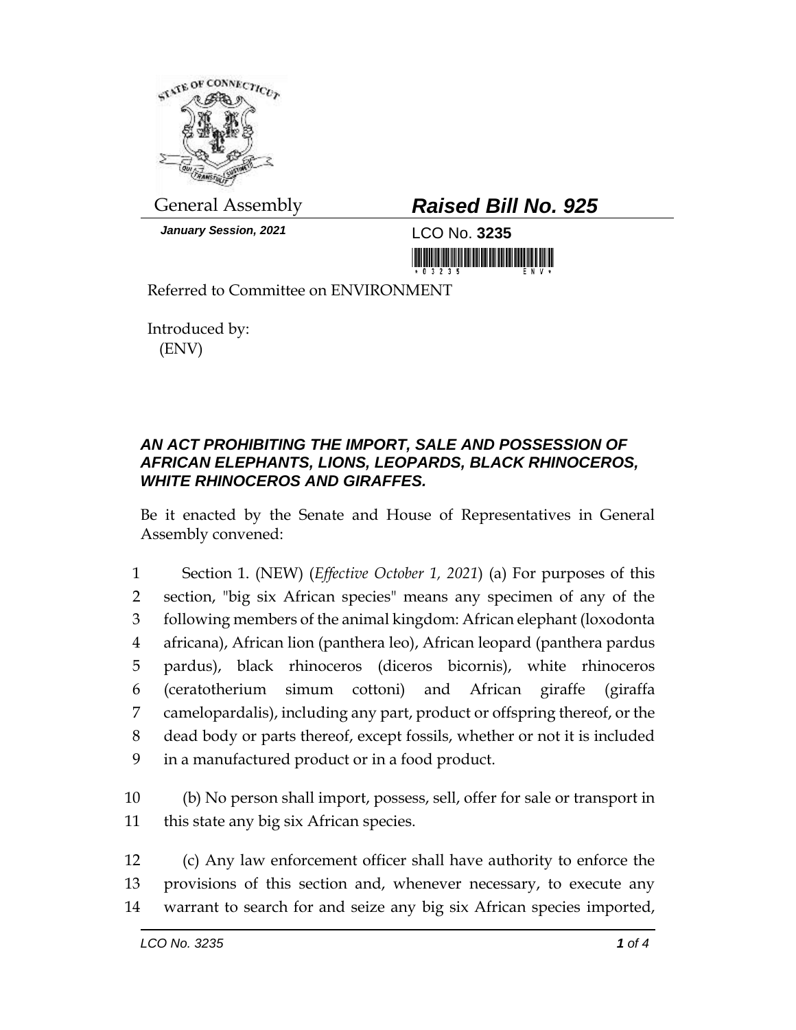General Assembly

***January Session, 2021***

# ***Raised Bill No. 925***

LCO No. **3235**

Referred to Committee on ENVIRONMENT

Introduced by:
(ENV)

## ***AN ACT PROHIBITING THE IMPORT, SALE AND POSSESSION OF AFRICAN ELEPHANTS, LIONS, LEOPARDS, BLACK RHINOCEROS, WHITE RHINOCEROS AND GIRAFFES.***

Be it enacted by the Senate and House of Representatives in General Assembly convened:

1 Section 1. (NEW) (*Effective October 1, 2021*) (a) For purposes of this
2 section, "big six African species" means any specimen of any of the
3 following members of the animal kingdom: African elephant (loxodonta
4 africana), African lion (panthera leo), African leopard (panthera pardus
5 pardus), black rhinoceros (diceros bicornis), white rhinoceros
6 (ceratotherium simum cottoni) and African giraffe (giraffa
7 camelopardalis), including any part, product or offspring thereof, or the
8 dead body or parts thereof, except fossils, whether or not it is included
9 in a manufactured product or in a food product.

10 (b) No person shall import, possess, sell, offer for sale or transport in
11 this state any big six African species.

12 (c) Any law enforcement officer shall have authority to enforce the
13 provisions of this section and, whenever necessary, to execute any
14 warrant to search for and seize any big six African species imported,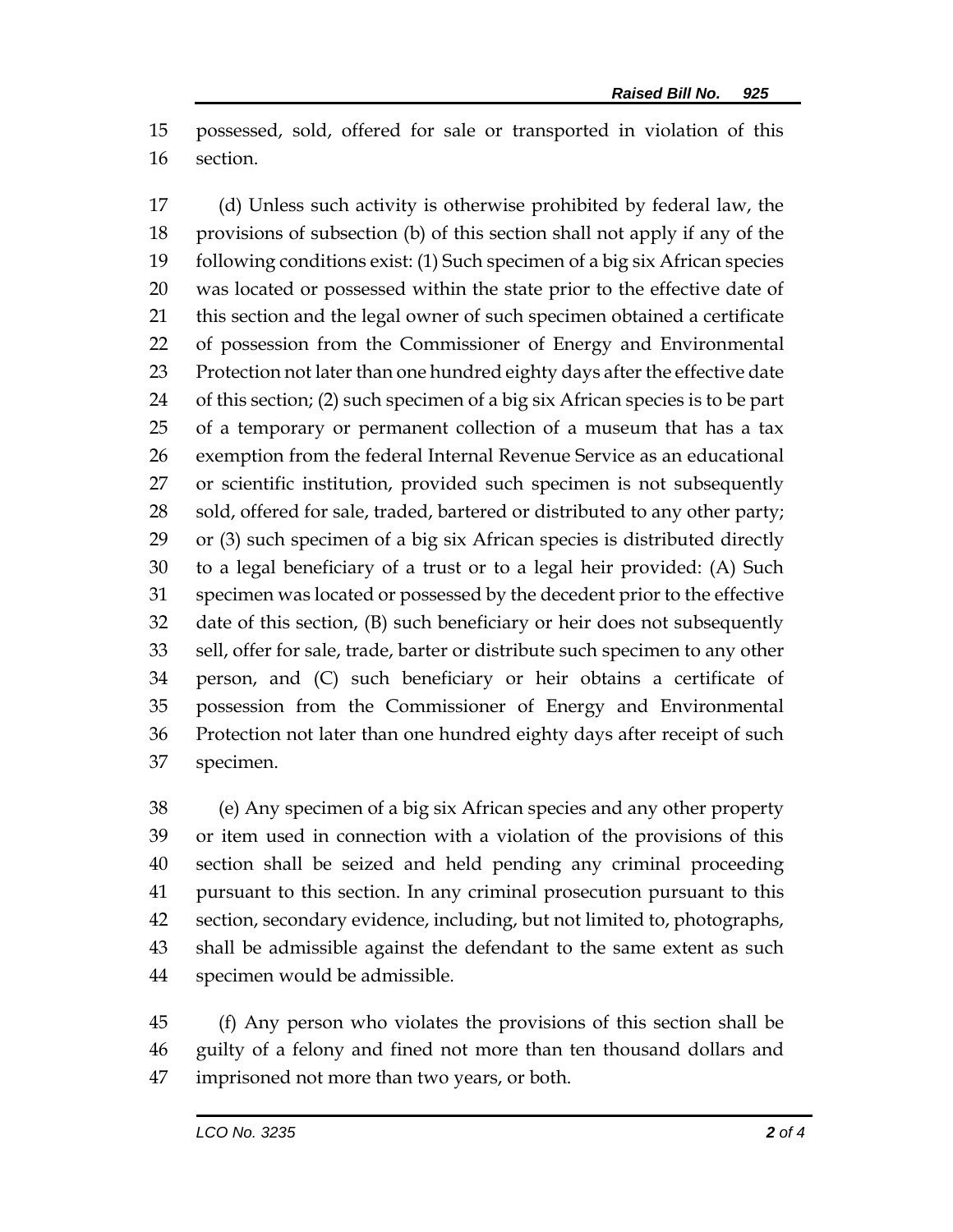possessed, sold, offered for sale or transported in violation of this section.

(d) Unless such activity is otherwise prohibited by federal law, the provisions of subsection (b) of this section shall not apply if any of the following conditions exist: (1) Such specimen of a big six African species was located or possessed within the state prior to the effective date of this section and the legal owner of such specimen obtained a certificate of possession from the Commissioner of Energy and Environmental Protection not later than one hundred eighty days after the effective date of this section; (2) such specimen of a big six African species is to be part of a temporary or permanent collection of a museum that has a tax exemption from the federal Internal Revenue Service as an educational or scientific institution, provided such specimen is not subsequently sold, offered for sale, traded, bartered or distributed to any other party; or (3) such specimen of a big six African species is distributed directly to a legal beneficiary of a trust or to a legal heir provided: (A) Such specimen was located or possessed by the decedent prior to the effective date of this section, (B) such beneficiary or heir does not subsequently sell, offer for sale, trade, barter or distribute such specimen to any other person, and (C) such beneficiary or heir obtains a certificate of possession from the Commissioner of Energy and Environmental Protection not later than one hundred eighty days after receipt of such specimen.

(e) Any specimen of a big six African species and any other property or item used in connection with a violation of the provisions of this section shall be seized and held pending any criminal proceeding pursuant to this section. In any criminal prosecution pursuant to this section, secondary evidence, including, but not limited to, photographs, shall be admissible against the defendant to the same extent as such specimen would be admissible.

(f) Any person who violates the provisions of this section shall be guilty of a felony and fined not more than ten thousand dollars and imprisoned not more than two years, or both.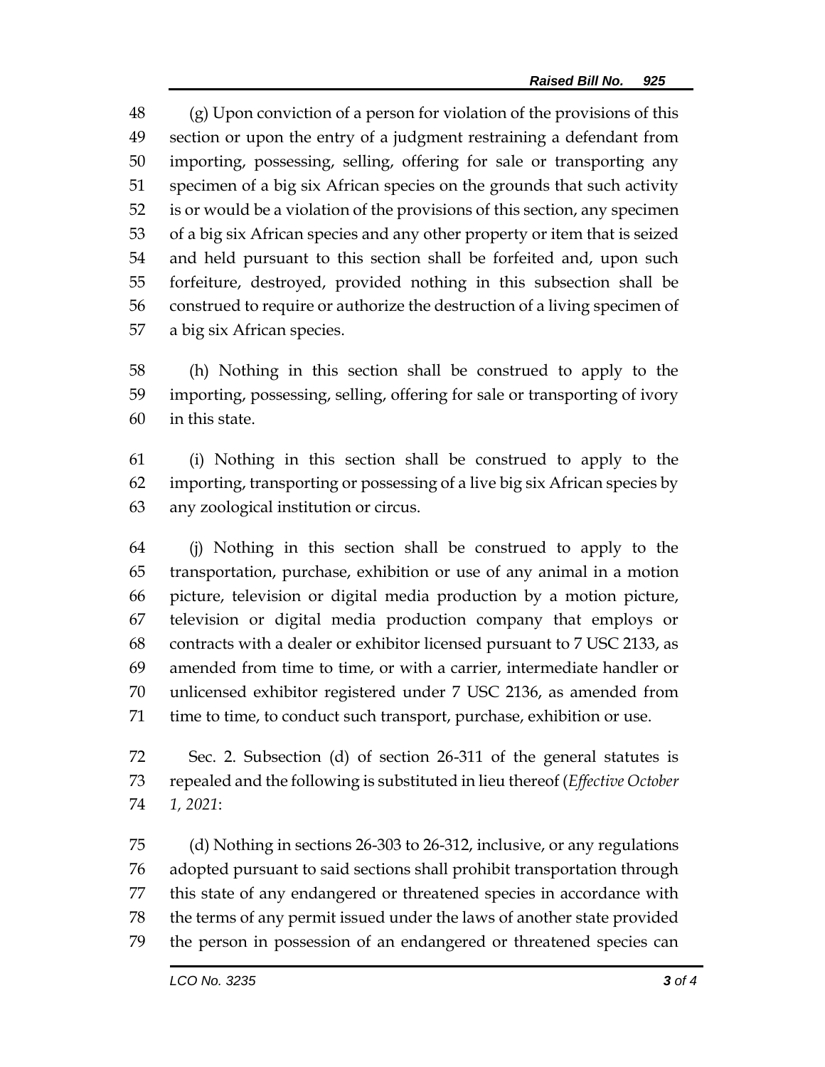(g) Upon conviction of a person for violation of the provisions of this section or upon the entry of a judgment restraining a defendant from importing, possessing, selling, offering for sale or transporting any specimen of a big six African species on the grounds that such activity is or would be a violation of the provisions of this section, any specimen of a big six African species and any other property or item that is seized and held pursuant to this section shall be forfeited and, upon such forfeiture, destroyed, provided nothing in this subsection shall be construed to require or authorize the destruction of a living specimen of a big six African species.

(h) Nothing in this section shall be construed to apply to the importing, possessing, selling, offering for sale or transporting of ivory in this state.

(i) Nothing in this section shall be construed to apply to the importing, transporting or possessing of a live big six African species by any zoological institution or circus.

(j) Nothing in this section shall be construed to apply to the transportation, purchase, exhibition or use of any animal in a motion picture, television or digital media production by a motion picture, television or digital media production company that employs or contracts with a dealer or exhibitor licensed pursuant to 7 USC 2133, as amended from time to time, or with a carrier, intermediate handler or unlicensed exhibitor registered under 7 USC 2136, as amended from time to time, to conduct such transport, purchase, exhibition or use.

Sec. 2. Subsection (d) of section 26-311 of the general statutes is repealed and the following is substituted in lieu thereof (*Effective October 1, 2021*:

(d) Nothing in sections 26-303 to 26-312, inclusive, or any regulations adopted pursuant to said sections shall prohibit transportation through this state of any endangered or threatened species in accordance with the terms of any permit issued under the laws of another state provided the person in possession of an endangered or threatened species can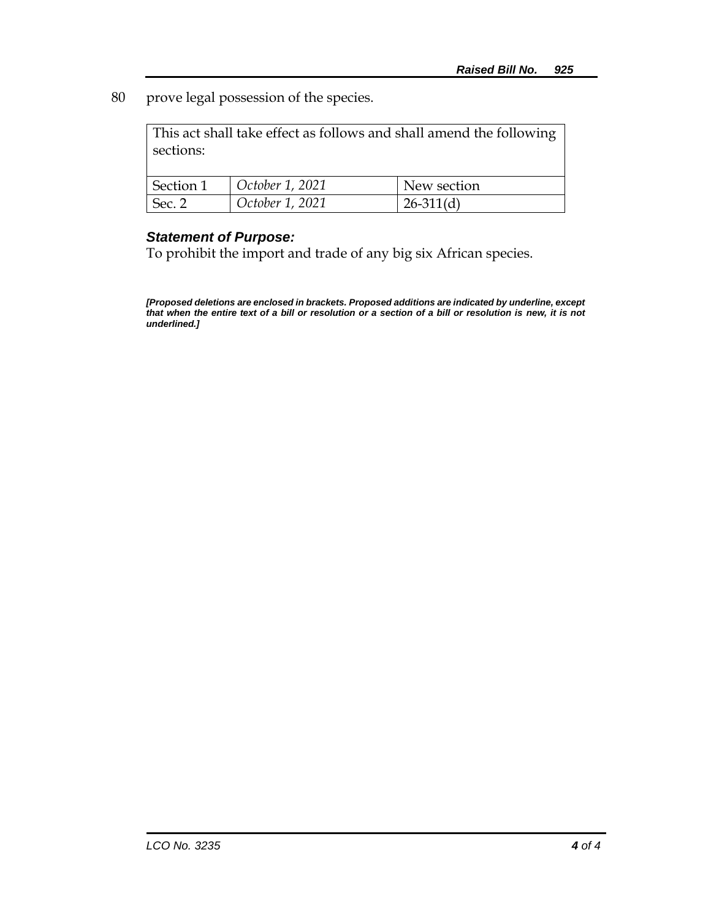80 prove legal possession of the species.

| This act shall take effect as follows and shall amend the following sections: | | |
|---|---|---|
| Section 1 | *October 1, 2021* | New section |
| Sec. 2 | *October 1, 2021* | 26-311(d) |

### *Statement of Purpose:*

To prohibit the import and trade of any big six African species.

***[Proposed deletions are enclosed in brackets. Proposed additions are indicated by underline, except that when the entire text of a bill or resolution or a section of a bill or resolution is new, it is not underlined.]***